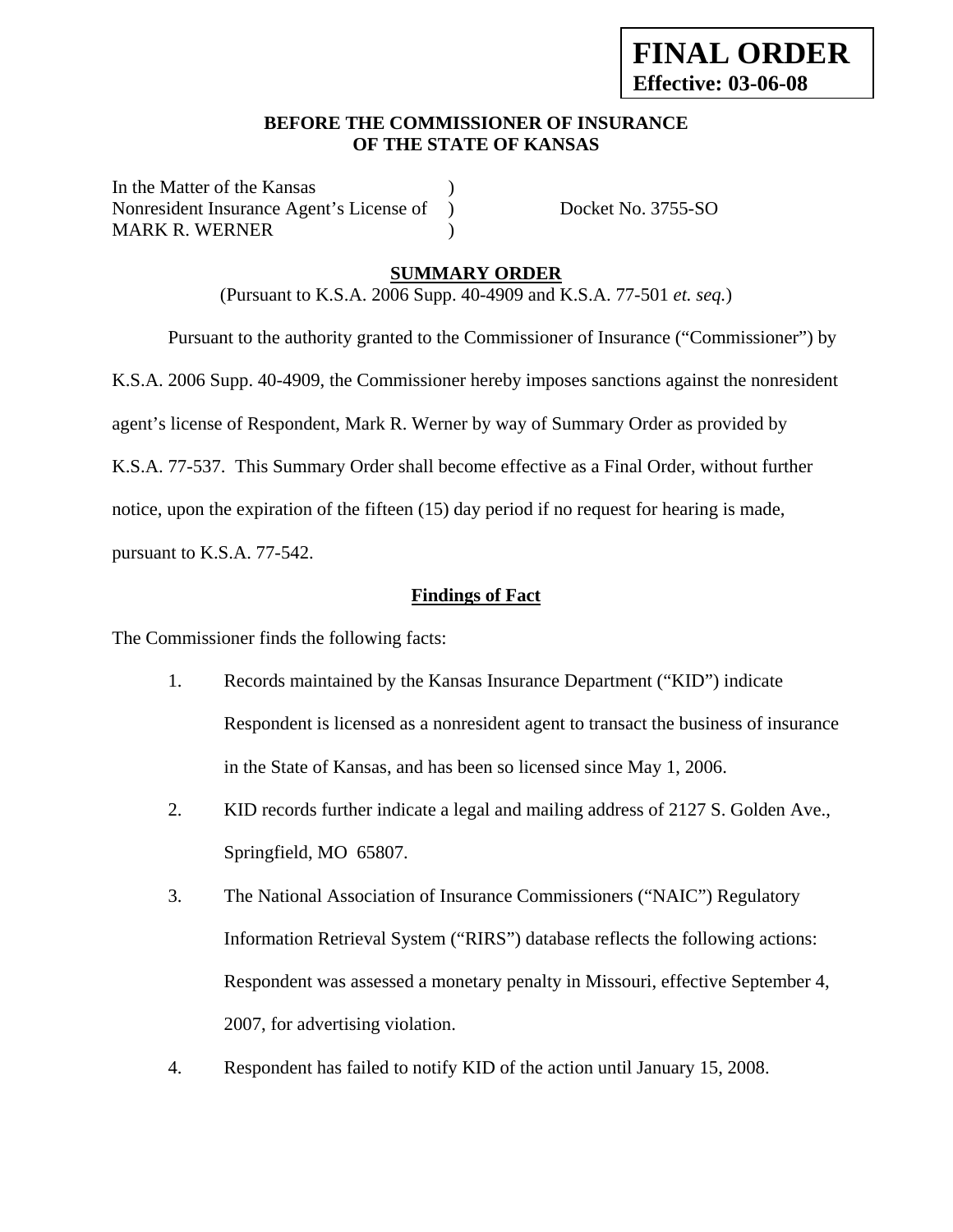**FINAL ORDER**
**Effective: 03-06-08**

**BEFORE THE COMMISSIONER OF INSURANCE**
**OF THE STATE OF KANSAS**

In the Matter of the Kansas )
Nonresident Insurance Agent's License of ) Docket No. 3755-SO
MARK R. WERNER )

**SUMMARY ORDER**
(Pursuant to K.S.A. 2006 Supp. 40-4909 and K.S.A. 77-501 *et. seq.*)

Pursuant to the authority granted to the Commissioner of Insurance ("Commissioner") by K.S.A. 2006 Supp. 40-4909, the Commissioner hereby imposes sanctions against the nonresident agent's license of Respondent, Mark R. Werner by way of Summary Order as provided by K.S.A. 77-537. This Summary Order shall become effective as a Final Order, without further notice, upon the expiration of the fifteen (15) day period if no request for hearing is made, pursuant to K.S.A. 77-542.

**Findings of Fact**

The Commissioner finds the following facts:

1. Records maintained by the Kansas Insurance Department ("KID") indicate Respondent is licensed as a nonresident agent to transact the business of insurance in the State of Kansas, and has been so licensed since May 1, 2006.
2. KID records further indicate a legal and mailing address of 2127 S. Golden Ave., Springfield, MO 65807.
3. The National Association of Insurance Commissioners ("NAIC") Regulatory Information Retrieval System ("RIRS") database reflects the following actions: Respondent was assessed a monetary penalty in Missouri, effective September 4, 2007, for advertising violation.
4. Respondent has failed to notify KID of the action until January 15, 2008.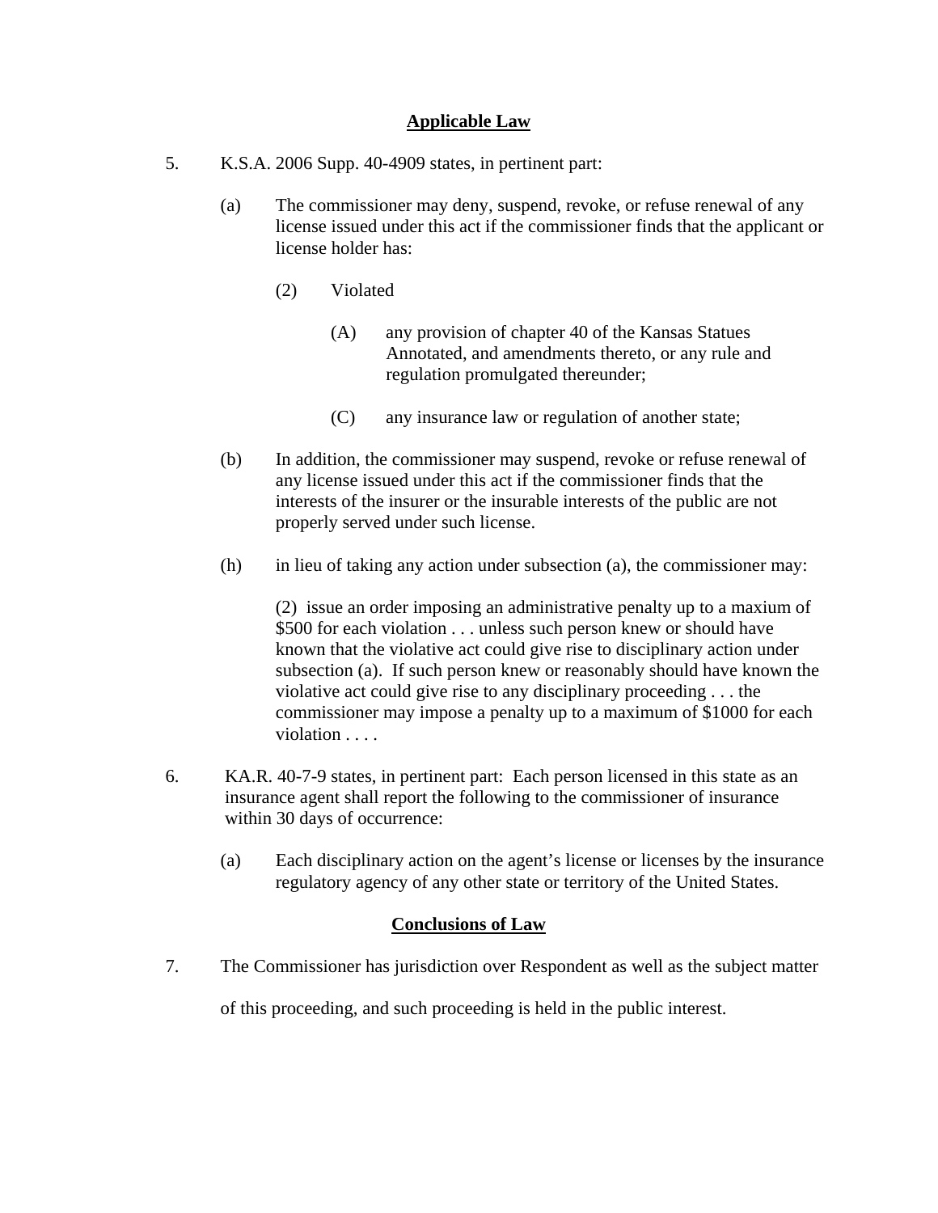## Applicable Law

5. K.S.A. 2006 Supp. 40-4909 states, in pertinent part:

   (a) The commissioner may deny, suspend, revoke, or refuse renewal of any license issued under this act if the commissioner finds that the applicant or license holder has:

      (2) Violated

         (A) any provision of chapter 40 of the Kansas Statues Annotated, and amendments thereto, or any rule and regulation promulgated thereunder;

         (C) any insurance law or regulation of another state;

   (b) In addition, the commissioner may suspend, revoke or refuse renewal of any license issued under this act if the commissioner finds that the interests of the insurer or the insurable interests of the public are not properly served under such license.

   (h) in lieu of taking any action under subsection (a), the commissioner may:

      (2) issue an order imposing an administrative penalty up to a maxium of $500 for each violation . . . unless such person knew or should have known that the violative act could give rise to disciplinary action under subsection (a). If such person knew or reasonably should have known the violative act could give rise to any disciplinary proceeding . . . the commissioner may impose a penalty up to a maximum of $1000 for each violation . . . .

6. KA.R. 40-7-9 states, in pertinent part: Each person licensed in this state as an insurance agent shall report the following to the commissioner of insurance within 30 days of occurrence:

   (a) Each disciplinary action on the agent's license or licenses by the insurance regulatory agency of any other state or territory of the United States.

## Conclusions of Law

7. The Commissioner has jurisdiction over Respondent as well as the subject matter of this proceeding, and such proceeding is held in the public interest.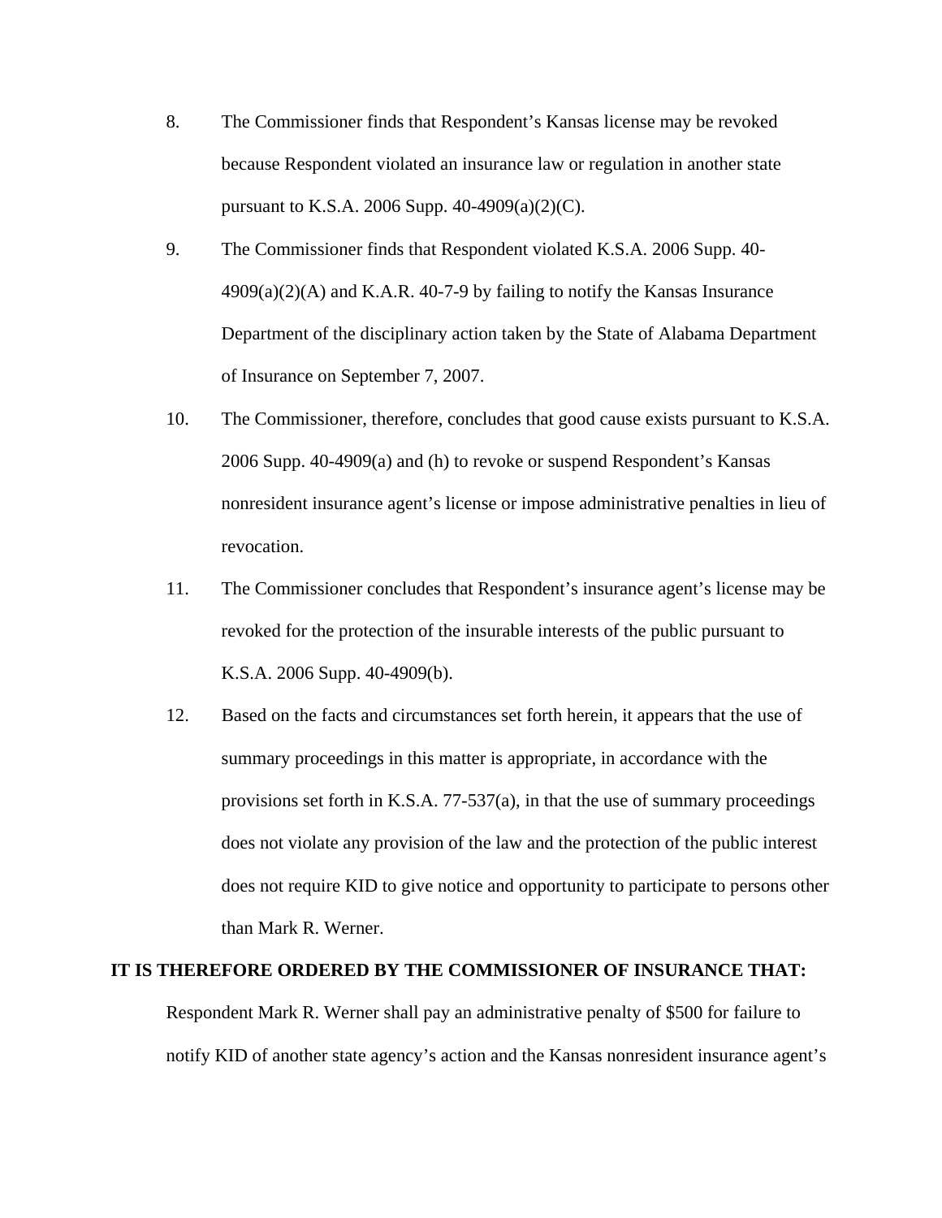8. The Commissioner finds that Respondent's Kansas license may be revoked because Respondent violated an insurance law or regulation in another state pursuant to K.S.A. 2006 Supp. 40-4909(a)(2)(C).

9. The Commissioner finds that Respondent violated K.S.A. 2006 Supp. 40-4909(a)(2)(A) and K.A.R. 40-7-9 by failing to notify the Kansas Insurance Department of the disciplinary action taken by the State of Alabama Department of Insurance on September 7, 2007.

10. The Commissioner, therefore, concludes that good cause exists pursuant to K.S.A. 2006 Supp. 40-4909(a) and (h) to revoke or suspend Respondent's Kansas nonresident insurance agent's license or impose administrative penalties in lieu of revocation.

11. The Commissioner concludes that Respondent's insurance agent's license may be revoked for the protection of the insurable interests of the public pursuant to K.S.A. 2006 Supp. 40-4909(b).

12. Based on the facts and circumstances set forth herein, it appears that the use of summary proceedings in this matter is appropriate, in accordance with the provisions set forth in K.S.A. 77-537(a), in that the use of summary proceedings does not violate any provision of the law and the protection of the public interest does not require KID to give notice and opportunity to participate to persons other than Mark R. Werner.

**IT IS THEREFORE ORDERED BY THE COMMISSIONER OF INSURANCE THAT:**

Respondent Mark R. Werner shall pay an administrative penalty of $500 for failure to notify KID of another state agency's action and the Kansas nonresident insurance agent's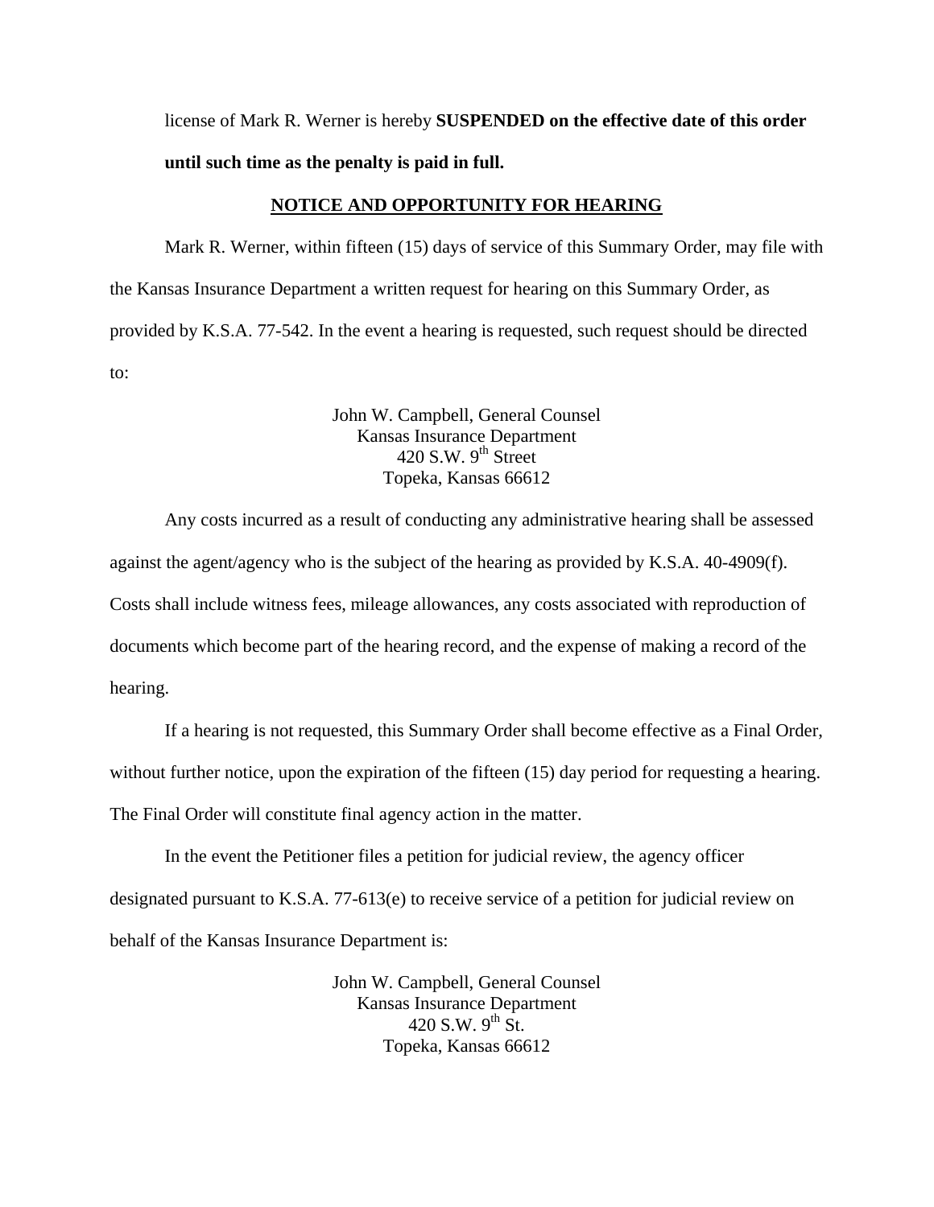license of Mark R. Werner is hereby **SUSPENDED on the effective date of this order until such time as the penalty is paid in full.**

## NOTICE AND OPPORTUNITY FOR HEARING

Mark R. Werner, within fifteen (15) days of service of this Summary Order, may file with the Kansas Insurance Department a written request for hearing on this Summary Order, as provided by K.S.A. 77-542. In the event a hearing is requested, such request should be directed to:

John W. Campbell, General Counsel
Kansas Insurance Department
420 S.W. 9th Street
Topeka, Kansas 66612

Any costs incurred as a result of conducting any administrative hearing shall be assessed against the agent/agency who is the subject of the hearing as provided by K.S.A. 40-4909(f). Costs shall include witness fees, mileage allowances, any costs associated with reproduction of documents which become part of the hearing record, and the expense of making a record of the hearing.

If a hearing is not requested, this Summary Order shall become effective as a Final Order, without further notice, upon the expiration of the fifteen (15) day period for requesting a hearing. The Final Order will constitute final agency action in the matter.

In the event the Petitioner files a petition for judicial review, the agency officer designated pursuant to K.S.A. 77-613(e) to receive service of a petition for judicial review on behalf of the Kansas Insurance Department is:

John W. Campbell, General Counsel
Kansas Insurance Department
420 S.W. 9th St.
Topeka, Kansas 66612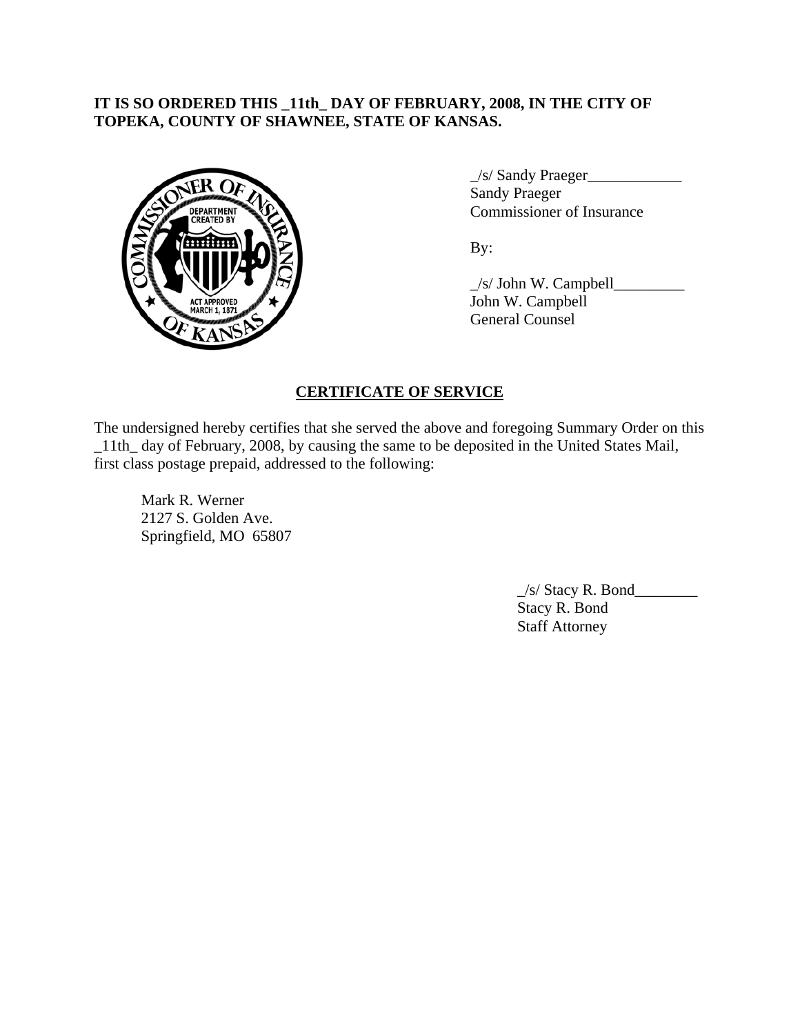**IT IS SO ORDERED THIS _11th_ DAY OF FEBRUARY, 2008, IN THE CITY OF TOPEKA, COUNTY OF SHAWNEE, STATE OF KANSAS.**

_/s/ Sandy Praeger____________
Sandy Praeger
Commissioner of Insurance

By:

_/s/ John W. Campbell_________
John W. Campbell
General Counsel

**CERTIFICATE OF SERVICE**

The undersigned hereby certifies that she served the above and foregoing Summary Order on this _11th_ day of February, 2008, by causing the same to be deposited in the United States Mail, first class postage prepaid, addressed to the following:

Mark R. Werner
2127 S. Golden Ave.
Springfield, MO 65807

_/s/ Stacy R. Bond________
Stacy R. Bond
Staff Attorney